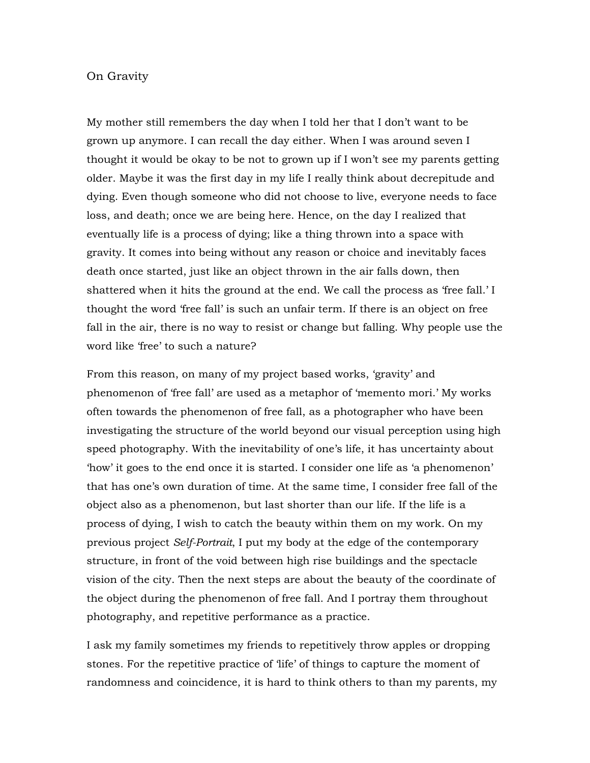# On Gravity

My mother still remembers the day when I told her that I don't want to be grown up anymore. I can recall the day either. When I was around seven I thought it would be okay to be not to grown up if I won't see my parents getting older. Maybe it was the first day in my life I really think about decrepitude and dying. Even though someone who did not choose to live, everyone needs to face loss, and death; once we are being here. Hence, on the day I realized that eventually life is a process of dying; like a thing thrown into a space with gravity. It comes into being without any reason or choice and inevitably faces death once started, just like an object thrown in the air falls down, then shattered when it hits the ground at the end. We call the process as 'free fall.' I thought the word 'free fall' is such an unfair term. If there is an object on free fall in the air, there is no way to resist or change but falling. Why people use the word like 'free' to such a nature?

From this reason, on many of my project based works, 'gravity' and phenomenon of 'free fall' are used as a metaphor of 'memento mori.' My works often towards the phenomenon of free fall, as a photographer who have been investigating the structure of the world beyond our visual perception using high speed photography. With the inevitability of one's life, it has uncertainty about 'how' it goes to the end once it is started. I consider one life as 'a phenomenon' that has one's own duration of time. At the same time, I consider free fall of the object also as a phenomenon, but last shorter than our life. If the life is a process of dying, I wish to catch the beauty within them on my work. On my previous project *Self-Portrait*, I put my body at the edge of the contemporary structure, in front of the void between high rise buildings and the spectacle vision of the city. Then the next steps are about the beauty of the coordinate of the object during the phenomenon of free fall. And I portray them throughout photography, and repetitive performance as a practice.

I ask my family sometimes my friends to repetitively throw apples or dropping stones. For the repetitive practice of 'life' of things to capture the moment of randomness and coincidence, it is hard to think others to than my parents, my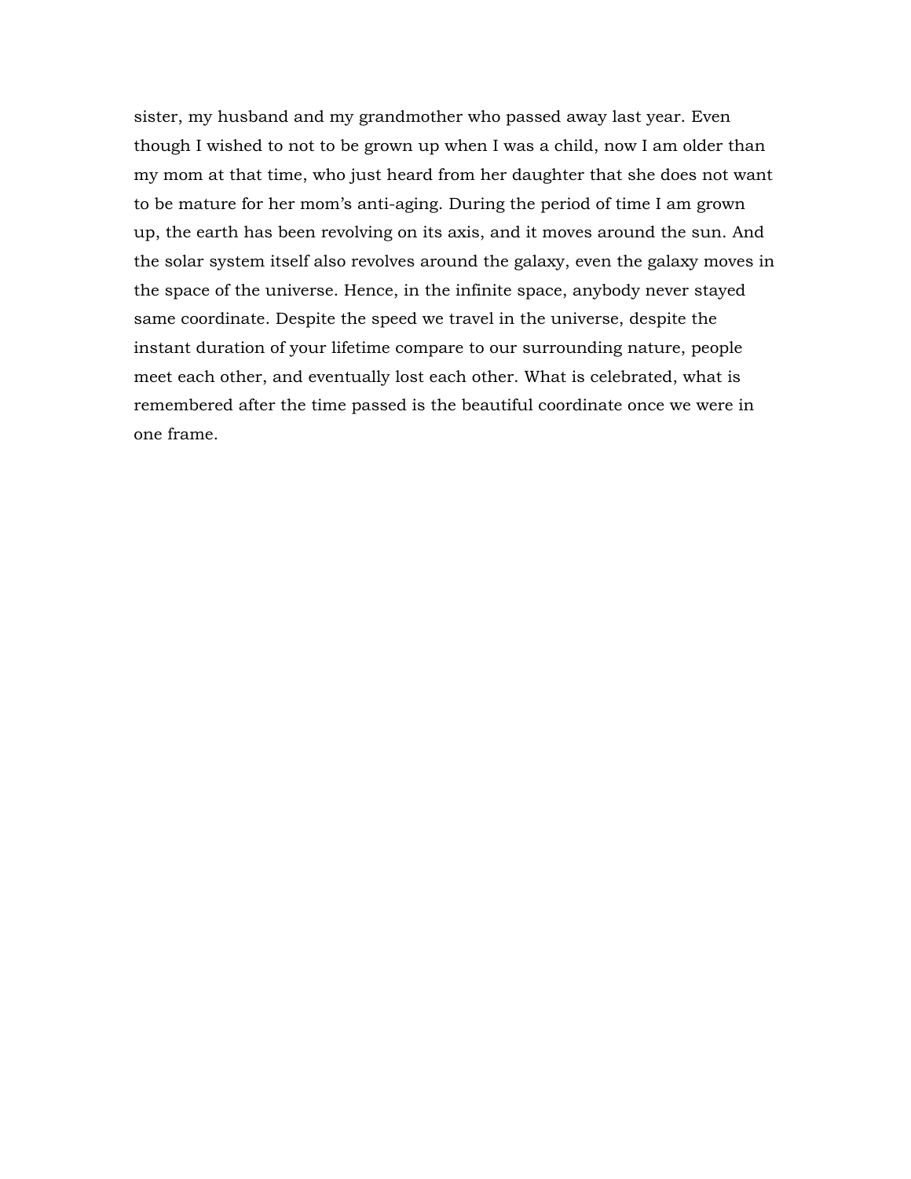sister, my husband and my grandmother who passed away last year. Even though I wished to not to be grown up when I was a child, now I am older than my mom at that time, who just heard from her daughter that she does not want to be mature for her mom's anti-aging. During the period of time I am grown up, the earth has been revolving on its axis, and it moves around the sun. And the solar system itself also revolves around the galaxy, even the galaxy moves in the space of the universe. Hence, in the infinite space, anybody never stayed same coordinate. Despite the speed we travel in the universe, despite the instant duration of your lifetime compare to our surrounding nature, people meet each other, and eventually lost each other. What is celebrated, what is remembered after the time passed is the beautiful coordinate once we were in one frame.